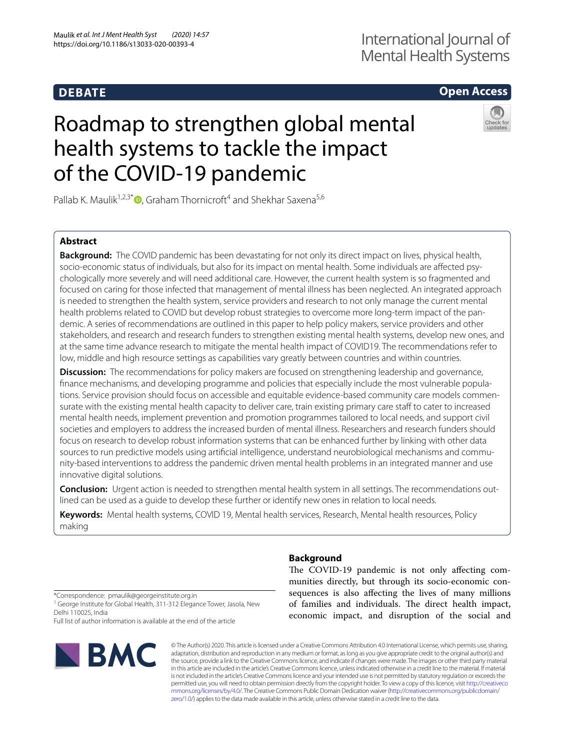**DEBATE** **Open Access**

# Roadmap to strengthen global mental health systems to tackle the impact of the COVID-19 pandemic

Pallab K. Maulik[1,2,3*], Graham Thornicroft[4] and Shekhar Saxena[5,6]

## Abstract

**Background:** The COVID pandemic has been devastating for not only its direct impact on lives, physical health, socio-economic status of individuals, but also for its impact on mental health. Some individuals are affected psychologically more severely and will need additional care. However, the current health system is so fragmented and focused on caring for those infected that management of mental illness has been neglected. An integrated approach is needed to strengthen the health system, service providers and research to not only manage the current mental health problems related to COVID but develop robust strategies to overcome more long-term impact of the pandemic. A series of recommendations are outlined in this paper to help policy makers, service providers and other stakeholders, and research and research funders to strengthen existing mental health systems, develop new ones, and at the same time advance research to mitigate the mental health impact of COVID19. The recommendations refer to low, middle and high resource settings as capabilities vary greatly between countries and within countries.

**Discussion:** The recommendations for policy makers are focused on strengthening leadership and governance, finance mechanisms, and developing programme and policies that especially include the most vulnerable populations. Service provision should focus on accessible and equitable evidence-based community care models commensurate with the existing mental health capacity to deliver care, train existing primary care staff to cater to increased mental health needs, implement prevention and promotion programmes tailored to local needs, and support civil societies and employers to address the increased burden of mental illness. Researchers and research funders should focus on research to develop robust information systems that can be enhanced further by linking with other data sources to run predictive models using artificial intelligence, understand neurobiological mechanisms and community-based interventions to address the pandemic driven mental health problems in an integrated manner and use innovative digital solutions.

**Conclusion:** Urgent action is needed to strengthen mental health system in all settings. The recommendations outlined can be used as a guide to develop these further or identify new ones in relation to local needs.

**Keywords:** Mental health systems, COVID 19, Mental health services, Research, Mental health resources, Policy making

## Background

The COVID-19 pandemic is not only affecting communities directly, but through its socio-economic consequences is also affecting the lives of many millions of families and individuals. The direct health impact, economic impact, and disruption of the social and

*Correspondence: pmaulik@georgeinstitute.org.in
[1] George Institute for Global Health, 311-312 Elegance Tower, Jasola, New Delhi 110025, India
Full list of author information is available at the end of the article

© The Author(s) 2020. This article is licensed under a Creative Commons Attribution 4.0 International License, which permits use, sharing, adaptation, distribution and reproduction in any medium or format, as long as you give appropriate credit to the original author(s) and the source, provide a link to the Creative Commons licence, and indicate if changes were made. The images or other third party material in this article are included in the article's Creative Commons licence, unless indicated otherwise in a credit line to the material. If material is not included in the article's Creative Commons licence and your intended use is not permitted by statutory regulation or exceeds the permitted use, you will need to obtain permission directly from the copyright holder. To view a copy of this licence, visit http://creativecommons.org/licenses/by/4.0/. The Creative Commons Public Domain Dedication waiver (http://creativecommons.org/publicdomain/zero/1.0/) applies to the data made available in this article, unless otherwise stated in a credit line to the data.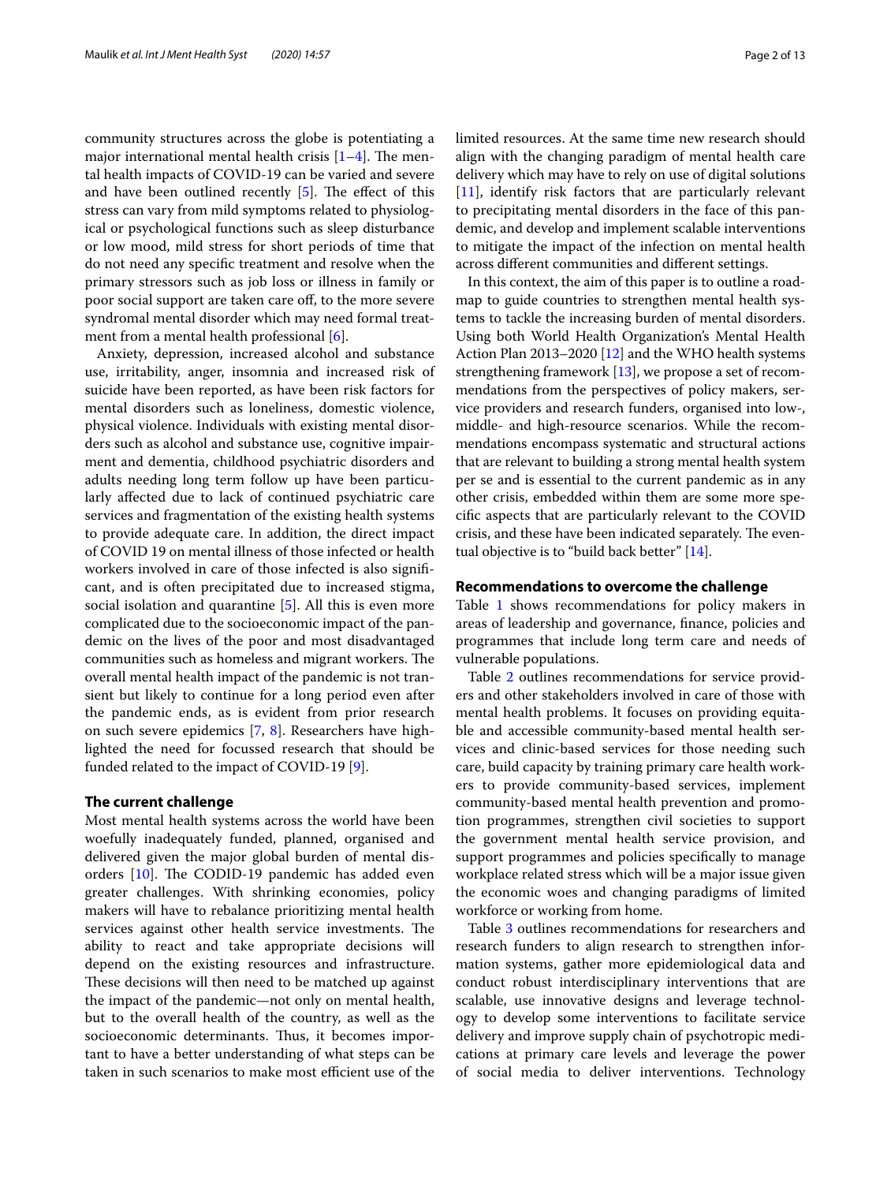community structures across the globe is potentiating a major international mental health crisis [1–4]. The mental health impacts of COVID-19 can be varied and severe and have been outlined recently [5]. The effect of this stress can vary from mild symptoms related to physiological or psychological functions such as sleep disturbance or low mood, mild stress for short periods of time that do not need any specific treatment and resolve when the primary stressors such as job loss or illness in family or poor social support are taken care off, to the more severe syndromal mental disorder which may need formal treatment from a mental health professional [6].

Anxiety, depression, increased alcohol and substance use, irritability, anger, insomnia and increased risk of suicide have been reported, as have been risk factors for mental disorders such as loneliness, domestic violence, physical violence. Individuals with existing mental disorders such as alcohol and substance use, cognitive impairment and dementia, childhood psychiatric disorders and adults needing long term follow up have been particularly affected due to lack of continued psychiatric care services and fragmentation of the existing health systems to provide adequate care. In addition, the direct impact of COVID 19 on mental illness of those infected or health workers involved in care of those infected is also significant, and is often precipitated due to increased stigma, social isolation and quarantine [5]. All this is even more complicated due to the socioeconomic impact of the pandemic on the lives of the poor and most disadvantaged communities such as homeless and migrant workers. The overall mental health impact of the pandemic is not transient but likely to continue for a long period even after the pandemic ends, as is evident from prior research on such severe epidemics [7, 8]. Researchers have highlighted the need for focussed research that should be funded related to the impact of COVID-19 [9].

## The current challenge

Most mental health systems across the world have been woefully inadequately funded, planned, organised and delivered given the major global burden of mental disorders [10]. The CODID-19 pandemic has added even greater challenges. With shrinking economies, policy makers will have to rebalance prioritizing mental health services against other health service investments. The ability to react and take appropriate decisions will depend on the existing resources and infrastructure. These decisions will then need to be matched up against the impact of the pandemic—not only on mental health, but to the overall health of the country, as well as the socioeconomic determinants. Thus, it becomes important to have a better understanding of what steps can be taken in such scenarios to make most efficient use of the limited resources. At the same time new research should align with the changing paradigm of mental health care delivery which may have to rely on use of digital solutions [11], identify risk factors that are particularly relevant to precipitating mental disorders in the face of this pandemic, and develop and implement scalable interventions to mitigate the impact of the infection on mental health across different communities and different settings.

In this context, the aim of this paper is to outline a roadmap to guide countries to strengthen mental health systems to tackle the increasing burden of mental disorders. Using both World Health Organization's Mental Health Action Plan 2013–2020 [12] and the WHO health systems strengthening framework [13], we propose a set of recommendations from the perspectives of policy makers, service providers and research funders, organised into low-, middle- and high-resource scenarios. While the recommendations encompass systematic and structural actions that are relevant to building a strong mental health system per se and is essential to the current pandemic as in any other crisis, embedded within them are some more specific aspects that are particularly relevant to the COVID crisis, and these have been indicated separately. The eventual objective is to "build back better" [14].

## Recommendations to overcome the challenge

Table 1 shows recommendations for policy makers in areas of leadership and governance, finance, policies and programmes that include long term care and needs of vulnerable populations.

Table 2 outlines recommendations for service providers and other stakeholders involved in care of those with mental health problems. It focuses on providing equitable and accessible community-based mental health services and clinic-based services for those needing such care, build capacity by training primary care health workers to provide community-based services, implement community-based mental health prevention and promotion programmes, strengthen civil societies to support the government mental health service provision, and support programmes and policies specifically to manage workplace related stress which will be a major issue given the economic woes and changing paradigms of limited workforce or working from home.

Table 3 outlines recommendations for researchers and research funders to align research to strengthen information systems, gather more epidemiological data and conduct robust interdisciplinary interventions that are scalable, use innovative designs and leverage technology to develop some interventions to facilitate service delivery and improve supply chain of psychotropic medications at primary care levels and leverage the power of social media to deliver interventions. Technology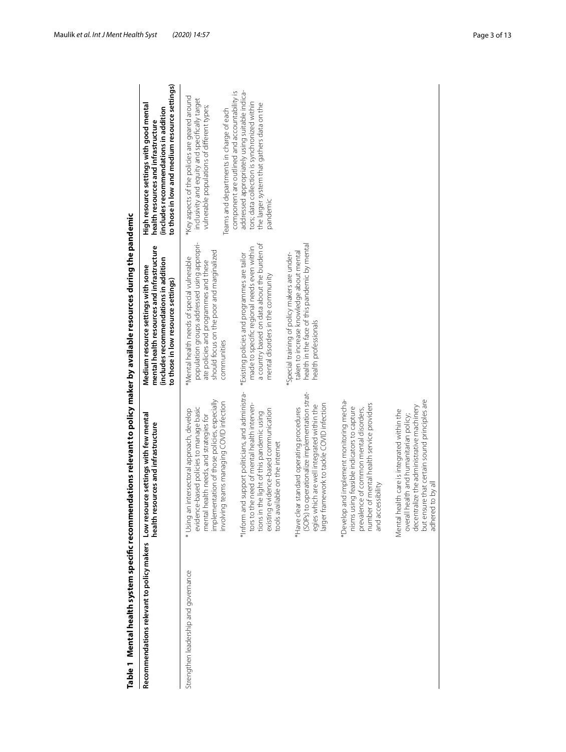**Table 1 Mental health system specific recommendations relevant to policy maker by available resources during the pandemic**

| Recommendations relevant to policy makers | Low resource settings with few mental health resources and infrastructure | Medium resource settings with some mental health resources and infrastructure (includes recommendations in addition to those in low resource settings) | High resource settings with good mental health resources and infrastructure (includes recommendations in addition to those in low and medium resource settings) |
|---|---|---|---|
| Strengthen leadership and governance | * Using an intersectoral approach, develop evidence-based policies to manage basic mental health needs, and strategies for implementation of those policies, especially involving teams managing COVID infection<br><br>*Inform and support politicians, and administrators to the need of mental health interventions in the light of this pandemic using existing evidence-based communication tools available on the internet<br><br>*Have clear standard operating procedures (SOPs) to operationalize implementation strategies which are well integrated within the larger framework to tackle COVID infection<br><br>*Develop and implement monitoring mechanisms using feasible indicators to capture prevalence of common mental disorders, number of mental health service providers and accessibility<br><br>Mental health care is integrated within the overall health and humanitarian policy; decentralize the administrative machinery but ensure that certain sound principles are adhered to by all | *Mental health needs of special vulnerable population groups addressed using appropriate policies and programmes and these should focus on the poor and marginalized communities<br><br>*Existing policies and programmes are tailor made to specific regional needs even within a country based on data about the burden of mental disorders in the community<br><br>*Special training of policy makers are undertaken to increase knowledge about mental health in the face of this pandemic by mental health professionals | *Key aspects of the policies are geared around inclusivity and equity and specifically target vulnerable populations of different types;<br><br>Teams and departments in charge of each component are outlined and accountability is addressed appropriately using suitable indicators; data collection is synchronized within the larger system that gathers data on the pandemic |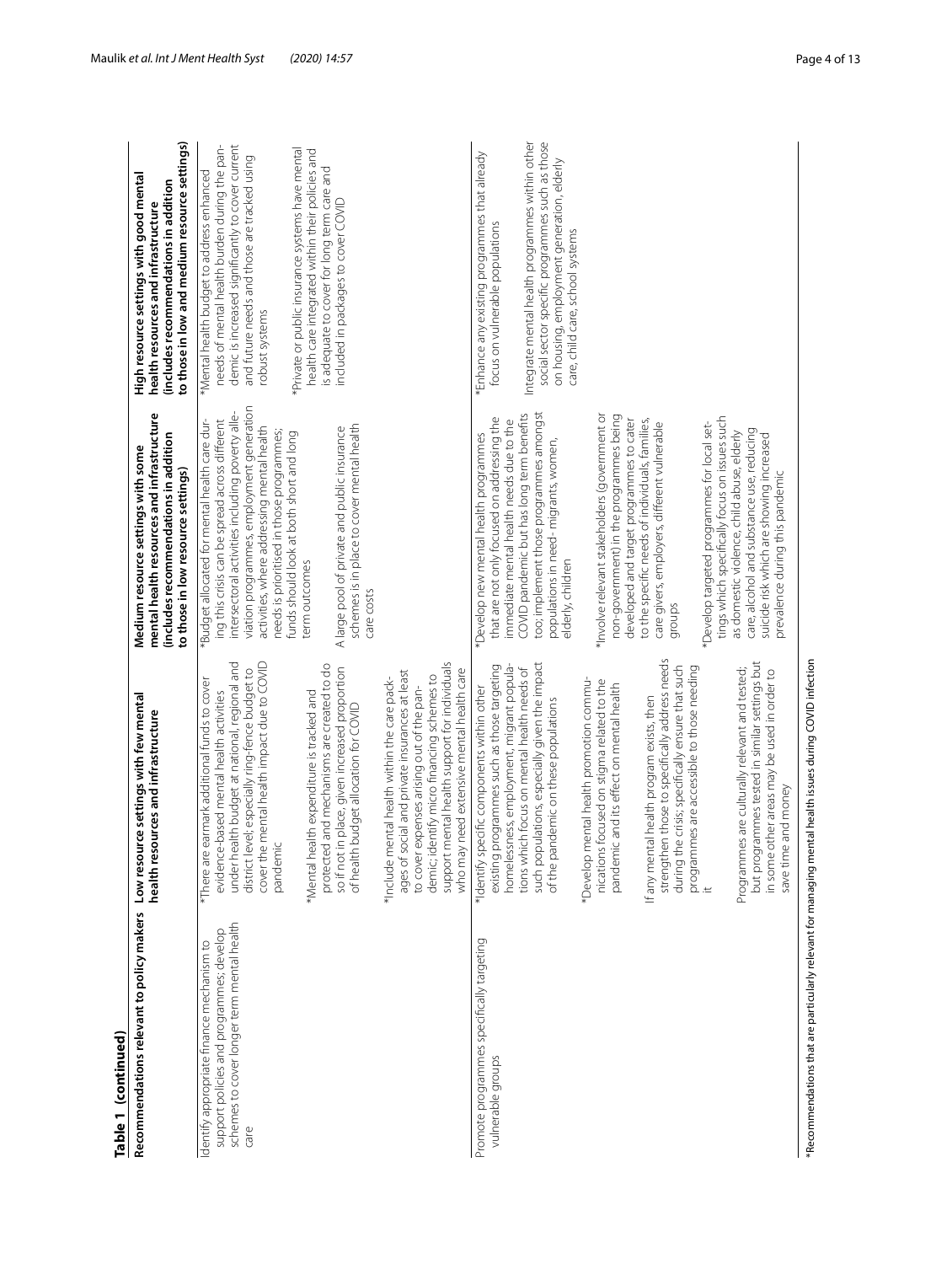**Table 1 (continued)**

| Recommendations relevant to policy makers | Low resource settings with few mental health resources and infrastructure | Medium resource settings with some mental health resources and infrastructure (includes recommendations in addition to those in low resource settings) | High resource settings with good mental health resources and infrastructure (includes recommendations in addition to those in low and medium resource settings) |
|---|---|---|---|
| Identify appropriate finance mechanism to support policies and programmes; develop schemes to cover longer term mental health care | *There are earmark additional funds to cover evidence-based mental health activities under health budget at national, regional and district level; especially ring-fence budget to cover the mental health impact due to COVID pandemic<br><br>*Mental health expenditure is tracked and protected and mechanisms are created to do so if not in place, given increased proportion of health budget allocation for COVID<br><br>*Include mental health within the care packages of social and private insurances at least to cover expenses arising out of the pandemic; identify micro financing schemes to support mental health support for individuals who may need extensive mental health care | *Budget allocated for mental health care during this crisis can be spread across different intersectoral activities including poverty alleviation programmes, employment generation activities, where addressing mental health needs is prioritised in those programmes; funds should look at both short and long term outcomes<br><br>A large pool of private and public insurance schemes is in place to cover mental health care costs | *Mental health budget to address enhanced needs of mental health burden during the pandemic is increased significantly to cover current and future needs and those are tracked using robust systems<br><br>*Private or public insurance systems have mental health care integrated within their policies and is adequate to cover for long term care and included in packages to cover COVID |
| Promote programmes specifically targeting vulnerable groups | *Identify specific components within other existing programmes such as those targeting homelessness, employment, migrant populations which focus on mental health needs of such populations, especially given the impact of the pandemic on these populations<br><br>*Develop mental health promotion communications focused on stigma related to the pandemic and its effect on mental health<br><br>If any mental health program exists, then strengthen those to specifically address needs during the crisis; specifically ensure that such programmes are accessible to those needing it<br><br>Programmes are culturally relevant and tested; but programmes tested in similar settings but in some other areas may be used in order to save time and money | *Develop new mental health programmes that are not only focused on addressing the immediate mental health needs due to the COVID pandemic but has long term benefits too; implement those programmes amongst populations in need- migrants, women, elderly, children<br><br>*Involve relevant stakeholders (government or non-government) in the programmes being developed and target programmes to cater to the specific needs of individuals, families, care givers, employers, different vulnerable groups<br><br>*Develop targeted programmes for local settings which specifically focus on issues such as domestic violence, child abuse, elderly care, alcohol and substance use, reducing suicide risk which are showing increased prevalence during this pandemic | *Enhance any existing programmes that already focus on vulnerable populations<br><br>Integrate mental health programmes within other social sector specific programmes such as those on housing, employment generation, elderly care, child care, school systems |

*Recommendations that are particularly relevant for managing mental health issues during COVID infection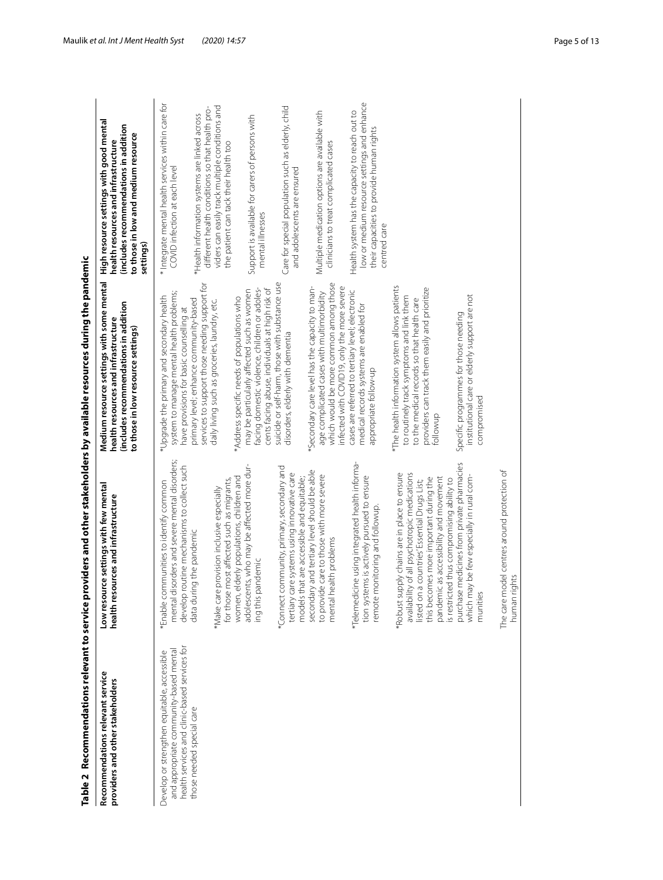**Table 2 Recommendations relevant to service providers and other stakeholders by available resources during the pandemic**

| Recommendations relevant service providers and other stakeholders | Low resource settings with few mental health resources and infrastructure | Medium resource settings with some mental health resources and infrastructure (includes recommendations in addition to those in low resource settings) | High resource settings with good mental health resources and infrastructure (includes recommendations in addition to those in low and medium resource settings) |
|---|---|---|---|
| Develop or strengthen equitable, accessible and appropriate community-based mental health services and clinic-based services for those needed special care | *Enable communities to identify common mental disorders and severe mental disorders; develop routine mechanisms to collect such data during the pandemic<br><br>*Make care provision inclusive especially for those most affected such as migrants, women, elderly populations, children and adolescents, who may be affected more during this pandemic<br><br>*Connect community, primary, secondary and tertiary care systems using innovative care models that are accessible and equitable; secondary and tertiary level should be able to provide care to those with more severe mental health problems<br><br>*Telemedicine using integrated health information systems is actively pursued to ensure remote monitoring and followup.<br><br>*Robust supply chains are in place to ensure availability of all psychotropic medications listed on a countries' Essential Drugs List; this becomes more important during the pandemic as accessibility and movement is restricted thus compromising ability to purchase medicines from private pharmacies which may be few especially in rural communities<br><br>The care model centres around protection of human rights | *Upgrade the primary and secondary health system to manage mental health problems; have provisions for basic counselling at primary level; enhance community-based services to support those needing support for daily living such as groceries, laundry, etc.<br><br>*Address specific needs of populations who may be particularly affected such as women facing domestic violence, children or adolescents facing abuse, individuals at high risk of suicide or self-harm, those with substance use disorders, elderly with dementia<br><br>*Secondary care level has the capacity to manage complicated cases with multimorbidity which would be more common among those infected with COVID19, only the more severe cases are referred to tertiary level; electronic medical records systems are enabled for appropriate follow-up<br><br>*The health information system allows patients to routinely track symptoms and link them to the medical records so that health care providers can track them easily and prioritize followup<br><br>Specific programmes for those needing institutional care or elderly support are not compromised | * Integrate mental health services within care for COVID infection at each level<br><br>*Health information systems are linked across different health conditions so that health providers can easily track multiple conditions and the patient can tack their health too<br><br>Support is available for carers of persons with mental illnesses<br><br>Care for special population such as elderly, child and adolescents are ensured<br><br>Multiple medication options are available with clinicians to treat complicated cases<br><br>Health system has the capacity to reach out to low or medium resource settings and enhance their capacities to provide human rights centred care |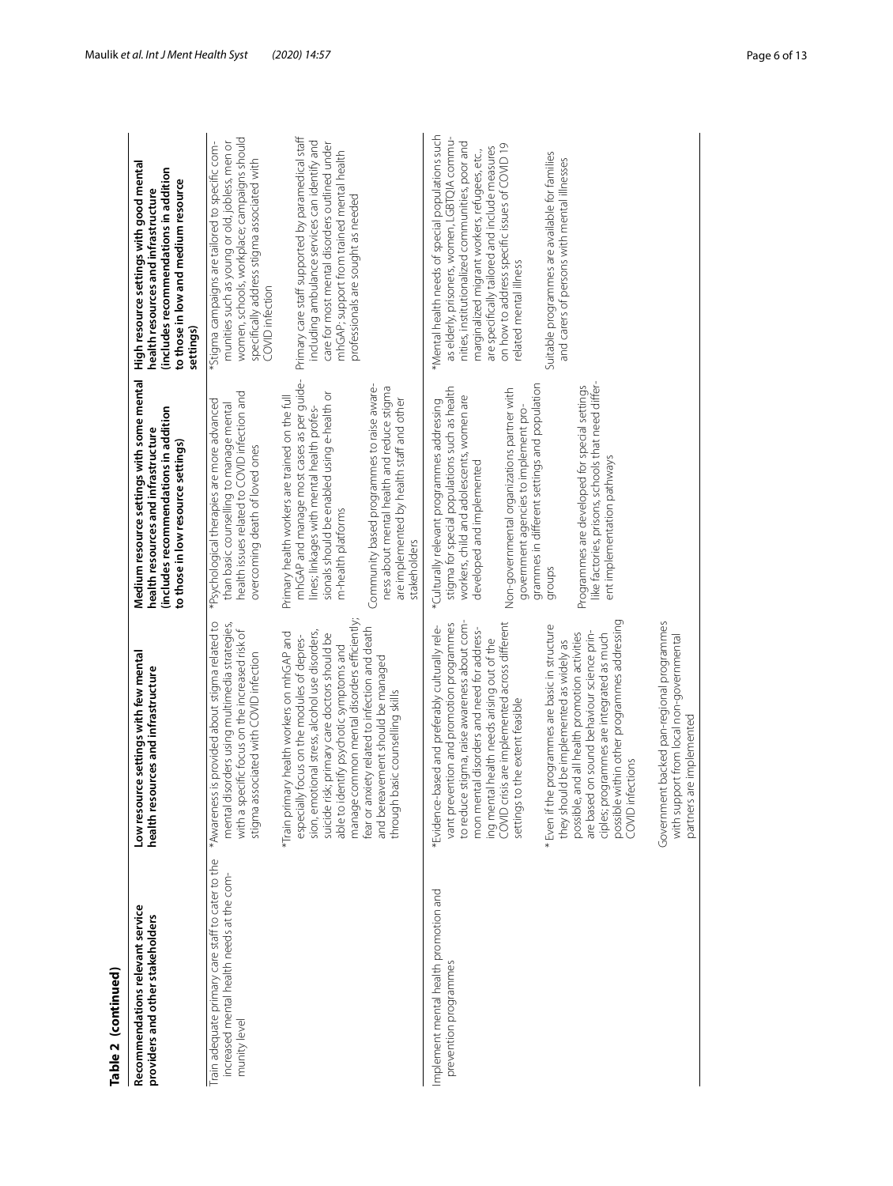**Table 2 (continued)**

| Recommendations relevant service providers and other stakeholders | Low resource settings with few mental health resources and infrastructure | Medium resource settings with some mental health resources and infrastructure (includes recommendations in addition to those in low resource settings) | High resource settings with good mental health resources and infrastructure (includes recommendations in addition to those in low and medium resource settings) |
|---|---|---|---|
| Train adequate primary care staff to cater to the increased mental health needs at the community level | *Awareness is provided about stigma related to mental disorders using multimedia strategies, with a specific focus on the increased risk of stigma associated with COVID infection<br><br>*Train primary health workers on mhGAP and especially focus on the modules of depression, emotional stress, alcohol use disorders, suicide risk; primary care doctors should be able to identify psychotic symptoms and manage common mental disorders efficiently; fear or anxiety related to infection and death and bereavement should be managed through basic counselling skills | *Psychological therapies are more advanced than basic counselling to manage mental health issues related to COVID infection and overcoming death of loved ones<br><br>Primary health workers are trained on the full mhGAP and manage most cases as per guidelines; linkages with mental health professionals should be enabled using e-health or m-health platforms<br><br>Community based programmes to raise awareness about mental health and reduce stigma are implemented by health staff and other stakeholders | *Stigma campaigns are tailored to specific communities such as young or old, jobless, men or women, schools, workplace; campaigns should specifically address stigma associated with COVID infection<br><br>Primary care staff supported by paramedical staff including ambulance services can identify and care for most mental disorders outlined under mhGAP; support from trained mental health professionals are sought as needed |
| Implement mental health promotion and prevention programmes | *Evidence-based and preferably culturally relevant prevention and promotion programmes to reduce stigma, raise awareness about common mental disorders and need for addressing mental health needs arising out of the COVID crisis are implemented across different settings to the extent feasible<br><br>* Even if the programmes are basic in structure they should be implemented as widely as possible, and all health promotion activities are based on sound behaviour science principles; programmes are integrated as much possible within other programmes addressing COVID infections<br><br>Government backed pan-regional programmes with support from local non-governmental partners are implemented | *Culturally relevant programmes addressing stigma for special populations such as health workers, child and adolescents, women are developed and implemented<br><br>Non-governmental organizations partner with government agencies to implement programmes in different settings and population groups<br><br>Programmes are developed for special settings like factories, prisons, schools that need different implementation pathways | *Mental health needs of special populations such as elderly, prisoners, women, LGBTQIA communities, institutionalized communities, poor and marginalized migrant workers, refugees, etc., are specifically tailored and include measures on how to address specific issues of COVID 19 related mental illness<br><br>Suitable programmes are available for families and carers of persons with mental illnesses |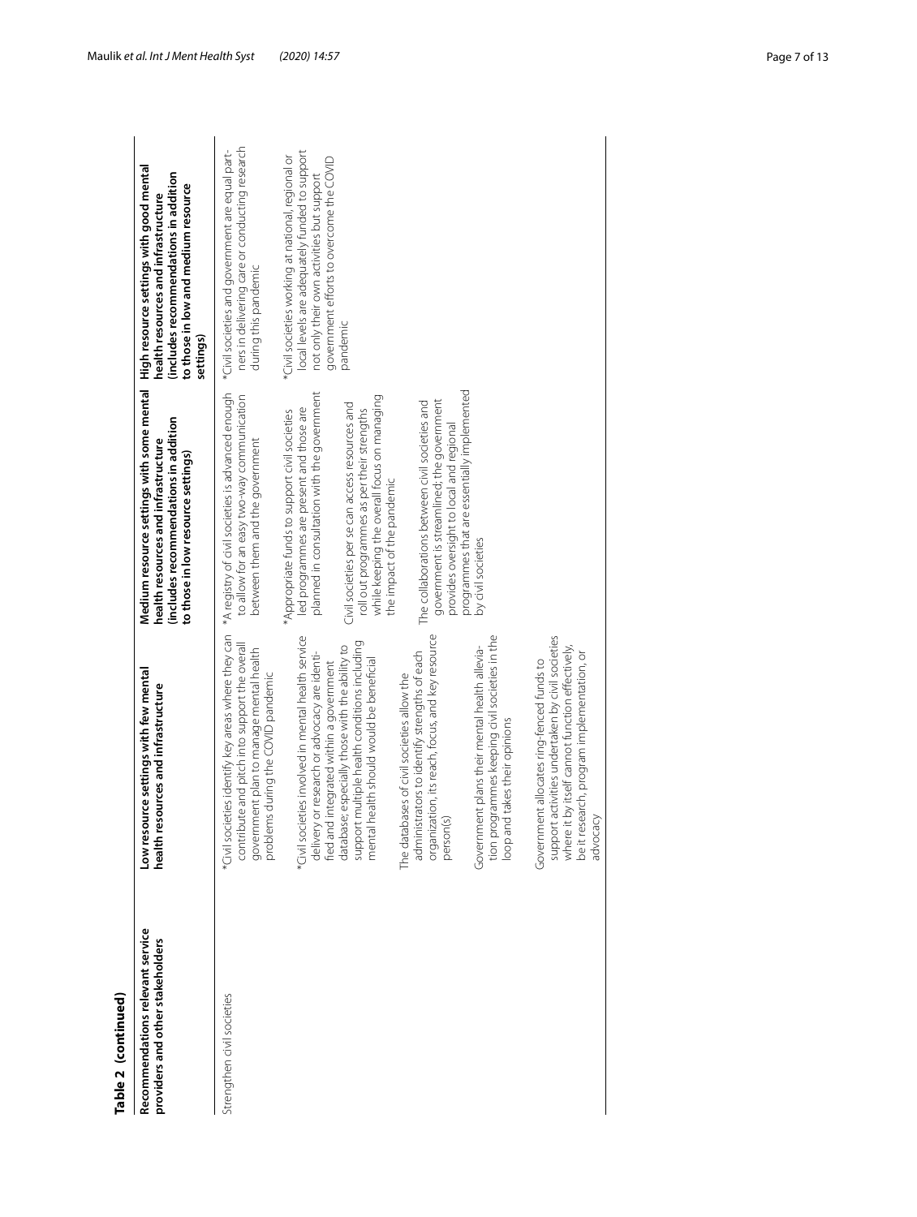**Table 2 (continued)**

| Recommendations relevant service providers and other stakeholders | Low resource settings with few mental health resources and infrastructure | Medium resource settings with some mental health resources and infrastructure (includes recommendations in addition to those in low resource settings) | High resource settings with good mental health resources and infrastructure (includes recommendations in addition to those in low and medium resource settings) |
| --- | --- | --- | --- |
| Strengthen civil societies | *Civil societies identify key areas where they can contribute and pitch into support the overall government plan to manage mental health problems during the COVID pandemic<br><br>*Civil societies involved in mental health service delivery or research or advocacy are identified and integrated within a government database; especially those with the ability to support multiple health conditions including mental health should would be beneficial<br><br>The databases of civil societies allow the administrators to identify strengths of each organization, its reach, focus, and key resource person(s)<br><br>Government plans their mental health alleviation programmes keeping civil societies in the loop and takes their opinions<br><br>Government allocates ring-fenced funds to support activities undertaken by civil societies where it by itself cannot function effectively, be it research, program implementation, or advocacy | *A registry of civil societies is advanced enough to allow for an easy two-way communication between them and the government<br><br>*Appropriate funds to support civil societies led programmes are present and those are planned in consultation with the government<br><br>Civil societies per se can access resources and roll out programmes as per their strengths while keeping the overall focus on managing the impact of the pandemic<br><br>The collaborations between civil societies and government is streamlined; the government provides oversight to local and regional programmes that are essentially implemented by civil societies | *Civil societies and government are equal partners in delivering care or conducting research during this pandemic<br><br>*Civil societies working at national, regional or local levels are adequately funded to support not only their own activities but support government efforts to overcome the COVID pandemic |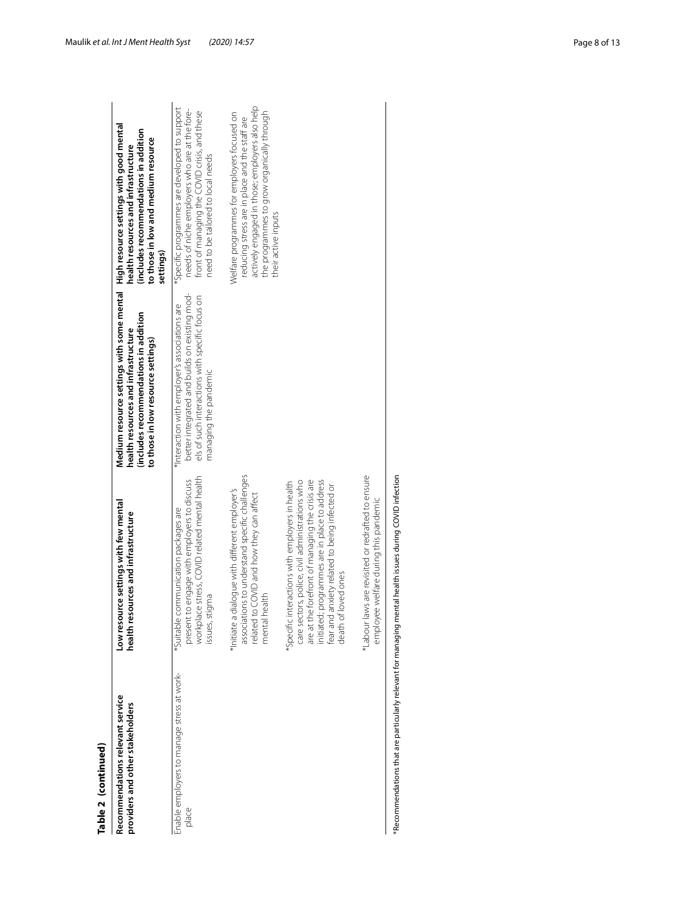**Table 2 (continued)**

| Recommendations relevant service providers and other stakeholders | Low resource settings with few mental health resources and infrastructure | Medium resource settings with some mental health resources and infrastructure (includes recommendations in addition to those in low resource settings) | High resource settings with good mental health resources and infrastructure (includes recommendations in addition to those in low and medium resource settings) |
|---|---|---|---|
| Enable employers to manage stress at workplace | *Suitable communication packages are present to engage with employers to discuss workplace stress, COVID related mental health issues, stigma | *Interaction with employer's associations are better integrated and builds on existing models of such interactions with specific focus on managing the pandemic | *Specific programmes are developed to support needs of niche employers who are at the forefront of managing the COVID crisis, and these need to be tailored to local needs |
| | *Initiate a dialogue with different employer's associations to understand specific challenges related to COVID and how they can affect mental health | | Welfare programmes for employers focused on reducing stress are in place and the staff are actively engaged in those; employers also help the programmes to grow organically through their active inputs |
| | *Specific interactions with employers in health care sectors, police, civil administrations who are at the forefront of managing the crisis are initiated; programmes are in place to address fear and anxiety related to being infected or death of loved ones | | |
| | *Labour laws are revisited or redrafted to ensure employee welfare during this pandemic | | |

*Recommendations that are particularly relevant for managing mental health issues during COVID infection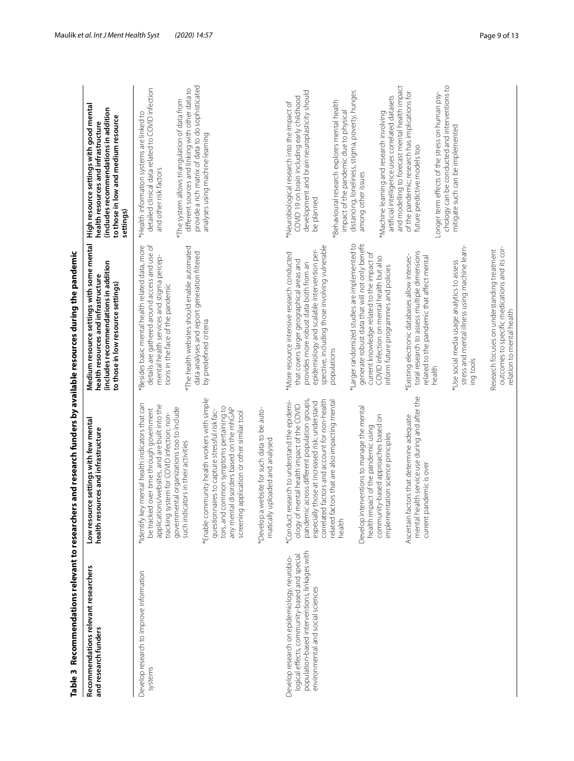**Table 3 Recommendations relevant to researchers and research funders by available resources during the pandemic**

| Recommendations relevant researchers and research funders | Low resource settings with few mental health resources and infrastructure | Medium resource settings with some mental health resources and infrastructure (includes recommendations in addition to those in low resource settings) | High resource settings with good mental health resources and infrastructure (includes recommendations in addition to those in low and medium resource settings) |
|---|---|---|---|
| Develop research to improve information systems | *Identify key mental health indicators that can be tracked over time through government applications/websites, and are built into the tracking system for COVID infection; non-governmental organizations too to include such indicators in their activities<br><br>*Enable community health workers with simple questionnaires to capture stressful risk factors, and common symptoms pertaining to any mental disorders based on the mhGAP screening application or other similar tool<br><br>*Develop a website for such data to be automatically uploaded and analysed | *Besides basic mental health related data, more details are gathered around access and use of mental health services and stigma perceptions in the face of the pandemic<br><br>*The health websites should enable automated data analyses and report generation filtered by predefined criteria | *Health information systems are linked to detailed clinical data related to COVID infection and other risk factors<br><br>*The system allows triangulation of data from different sources and linking with other data to provide a rich matrix of data to do sophisticated analyses using machine learning |
| Develop research on epidemiology, neurobiological effects, community-based and special population-based interventions, linkages with environmental and social sciences | *Conduct research to understand the epidemiology of mental health impact of the COVID pandemic across different population groups, especially those at increased risk; understand correlated factors and account for non-health related factors that are also impacting mental health<br><br>Develop interventions to manage the mental health impact of the pandemic using community-based approaches based on implementation science principles<br><br>Ascertain factors that determine adequate mental health service use during and after the current pandemic is over | *More resource intensive research conducted that covers larger geographical areas and provides more robust data both from an epidemiology and scalable intervention perspective, including those involving vulnerable populations<br><br>*Larger randomized studies are implemented to generate robust data that will not only benefit current knowledge related to the impact of COVID infection on mental health but also inform future programmes and policies<br><br>*Existing electronic databases allow intersectoral research to assess multiple dimensions related to the pandemic that affect mental health<br><br>*Use social media usage analytics to assess stress and mental illness using machine learning tools<br><br>Research focuses on understanding treatment outcomes to specific medications and its correlation to mental health | *Neurobiological research into the impact of COVID 19 on brain including early childhood development and brain neuroplasticity should be planned<br><br>*Behavioural research explores mental health impact of the pandemic due to physical distancing, loneliness, stigma, poverty, hunger, among other issues<br><br>*Machine learning and research involving artificial intelligence uses correlated datasets and modelling to forecast mental health impact of the pandemic; research has implications for future predictive models too<br><br>Longer term effects of the stress on human psychology can be conducted and interventions to mitigate such can be implemented |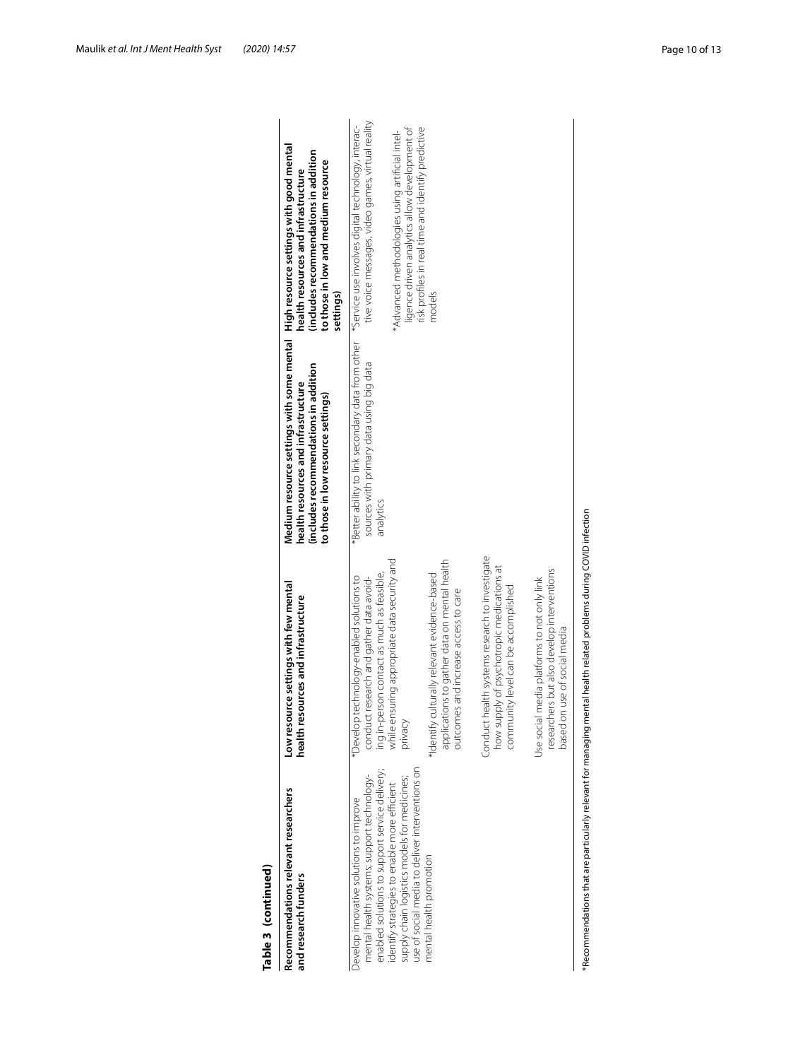**Table 3 (continued)**

| Recommendations relevant researchers and research funders | Low resource settings with few mental health resources and infrastructure | Medium resource settings with some mental health resources and infrastructure (includes recommendations in addition to those in low resource settings) | High resource settings with good mental health resources and infrastructure (includes recommendations in addition to those in low and medium resource settings) |
|---|---|---|---|
| Develop innovative solutions to improve mental health systems; support technology-enabled solutions to support service delivery; identify strategies to enable more efficient supply chain logistics models for medicines; use of social media to deliver interventions on mental health promotion | *Develop technology-enabled solutions to conduct research and gather data avoiding in-person contact as much as feasible, while ensuring appropriate data security and privacy<br><br>*Identify culturally relevant evidence-based applications to gather data on mental health outcomes and increase access to care<br><br>Conduct health systems research to investigate how supply of psychotropic medications at community level can be accomplished<br><br>Use social media platforms to not only link researchers but also develop interventions based on use of social media | *Better ability to link secondary data from other sources with primary data using big data analytics | *Service use involves digital technology, interactive voice messages, video games, virtual reality<br><br>*Advanced methodologies using artificial intelligence driven analytics allow development of risk profiles in real time and identify predictive models |

*Recommendations that are particularly relevant for managing mental health related problems during COVID infection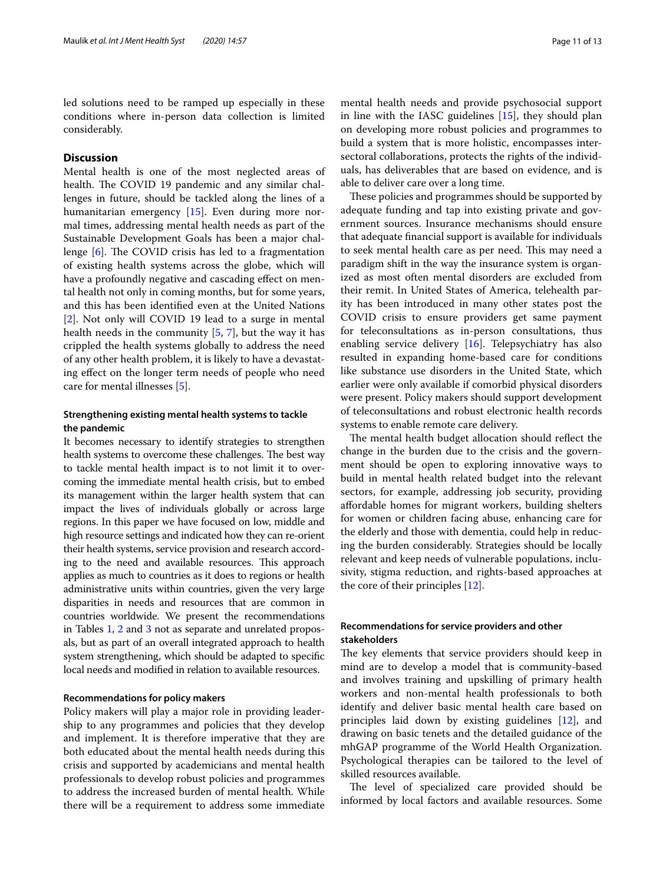led solutions need to be ramped up especially in these conditions where in-person data collection is limited considerably.

## Discussion

Mental health is one of the most neglected areas of health. The COVID 19 pandemic and any similar challenges in future, should be tackled along the lines of a humanitarian emergency [15]. Even during more normal times, addressing mental health needs as part of the Sustainable Development Goals has been a major challenge [6]. The COVID crisis has led to a fragmentation of existing health systems across the globe, which will have a profoundly negative and cascading effect on mental health not only in coming months, but for some years, and this has been identified even at the United Nations [2]. Not only will COVID 19 lead to a surge in mental health needs in the community [5, 7], but the way it has crippled the health systems globally to address the need of any other health problem, it is likely to have a devastating effect on the longer term needs of people who need care for mental illnesses [5].

### Strengthening existing mental health systems to tackle the pandemic

It becomes necessary to identify strategies to strengthen health systems to overcome these challenges. The best way to tackle mental health impact is to not limit it to overcoming the immediate mental health crisis, but to embed its management within the larger health system that can impact the lives of individuals globally or across large regions. In this paper we have focused on low, middle and high resource settings and indicated how they can re-orient their health systems, service provision and research according to the need and available resources. This approach applies as much to countries as it does to regions or health administrative units within countries, given the very large disparities in needs and resources that are common in countries worldwide. We present the recommendations in Tables 1, 2 and 3 not as separate and unrelated proposals, but as part of an overall integrated approach to health system strengthening, which should be adapted to specific local needs and modified in relation to available resources.

### Recommendations for policy makers

Policy makers will play a major role in providing leadership to any programmes and policies that they develop and implement. It is therefore imperative that they are both educated about the mental health needs during this crisis and supported by academicians and mental health professionals to develop robust policies and programmes to address the increased burden of mental health. While there will be a requirement to address some immediate mental health needs and provide psychosocial support in line with the IASC guidelines [15], they should plan on developing more robust policies and programmes to build a system that is more holistic, encompasses intersectoral collaborations, protects the rights of the individuals, has deliverables that are based on evidence, and is able to deliver care over a long time.

These policies and programmes should be supported by adequate funding and tap into existing private and government sources. Insurance mechanisms should ensure that adequate financial support is available for individuals to seek mental health care as per need. This may need a paradigm shift in the way the insurance system is organized as most often mental disorders are excluded from their remit. In United States of America, telehealth parity has been introduced in many other states post the COVID crisis to ensure providers get same payment for teleconsultations as in-person consultations, thus enabling service delivery [16]. Telepsychiatry has also resulted in expanding home-based care for conditions like substance use disorders in the United State, which earlier were only available if comorbid physical disorders were present. Policy makers should support development of teleconsultations and robust electronic health records systems to enable remote care delivery.

The mental health budget allocation should reflect the change in the burden due to the crisis and the government should be open to exploring innovative ways to build in mental health related budget into the relevant sectors, for example, addressing job security, providing affordable homes for migrant workers, building shelters for women or children facing abuse, enhancing care for the elderly and those with dementia, could help in reducing the burden considerably. Strategies should be locally relevant and keep needs of vulnerable populations, inclusivity, stigma reduction, and rights-based approaches at the core of their principles [12].

### Recommendations for service providers and other stakeholders

The key elements that service providers should keep in mind are to develop a model that is community-based and involves training and upskilling of primary health workers and non-mental health professionals to both identify and deliver basic mental health care based on principles laid down by existing guidelines [12], and drawing on basic tenets and the detailed guidance of the mhGAP programme of the World Health Organization. Psychological therapies can be tailored to the level of skilled resources available.

The level of specialized care provided should be informed by local factors and available resources. Some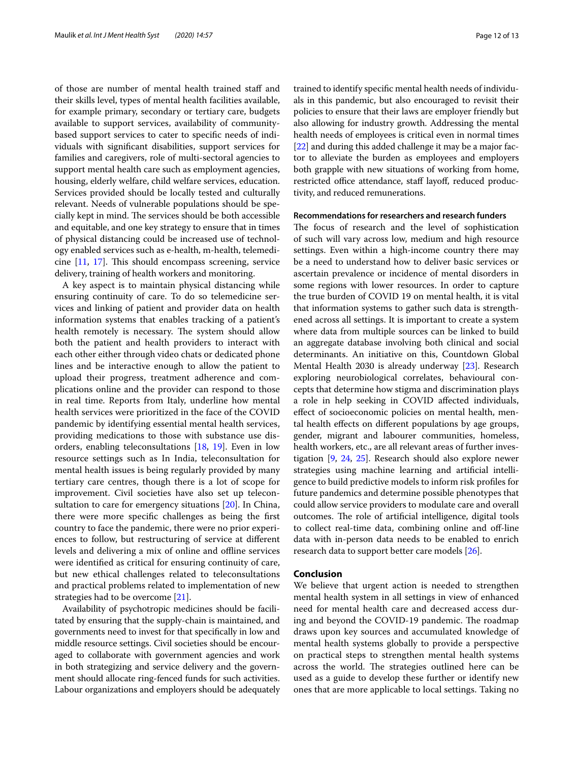of those are number of mental health trained staff and their skills level, types of mental health facilities available, for example primary, secondary or tertiary care, budgets available to support services, availability of community-based support services to cater to specific needs of individuals with significant disabilities, support services for families and caregivers, role of multi-sectoral agencies to support mental health care such as employment agencies, housing, elderly welfare, child welfare services, education. Services provided should be locally tested and culturally relevant. Needs of vulnerable populations should be specially kept in mind. The services should be both accessible and equitable, and one key strategy to ensure that in times of physical distancing could be increased use of technology enabled services such as e-health, m-health, telemedicine [11, 17]. This should encompass screening, service delivery, training of health workers and monitoring.

A key aspect is to maintain physical distancing while ensuring continuity of care. To do so telemedicine services and linking of patient and provider data on health information systems that enables tracking of a patient's health remotely is necessary. The system should allow both the patient and health providers to interact with each other either through video chats or dedicated phone lines and be interactive enough to allow the patient to upload their progress, treatment adherence and complications online and the provider can respond to those in real time. Reports from Italy, underline how mental health services were prioritized in the face of the COVID pandemic by identifying essential mental health services, providing medications to those with substance use disorders, enabling teleconsultations [18, 19]. Even in low resource settings such as In India, teleconsultation for mental health issues is being regularly provided by many tertiary care centres, though there is a lot of scope for improvement. Civil societies have also set up teleconsultation to care for emergency situations [20]. In China, there were more specific challenges as being the first country to face the pandemic, there were no prior experiences to follow, but restructuring of service at different levels and delivering a mix of online and offline services were identified as critical for ensuring continuity of care, but new ethical challenges related to teleconsultations and practical problems related to implementation of new strategies had to be overcome [21].

Availability of psychotropic medicines should be facilitated by ensuring that the supply-chain is maintained, and governments need to invest for that specifically in low and middle resource settings. Civil societies should be encouraged to collaborate with government agencies and work in both strategizing and service delivery and the government should allocate ring-fenced funds for such activities. Labour organizations and employers should be adequately trained to identify specific mental health needs of individuals in this pandemic, but also encouraged to revisit their policies to ensure that their laws are employer friendly but also allowing for industry growth. Addressing the mental health needs of employees is critical even in normal times [22] and during this added challenge it may be a major factor to alleviate the burden as employees and employers both grapple with new situations of working from home, restricted office attendance, staff layoff, reduced productivity, and reduced remunerations.

#### Recommendations for researchers and research funders

The focus of research and the level of sophistication of such will vary across low, medium and high resource settings. Even within a high-income country there may be a need to understand how to deliver basic services or ascertain prevalence or incidence of mental disorders in some regions with lower resources. In order to capture the true burden of COVID 19 on mental health, it is vital that information systems to gather such data is strengthened across all settings. It is important to create a system where data from multiple sources can be linked to build an aggregate database involving both clinical and social determinants. An initiative on this, Countdown Global Mental Health 2030 is already underway [23]. Research exploring neurobiological correlates, behavioural concepts that determine how stigma and discrimination plays a role in help seeking in COVID affected individuals, effect of socioeconomic policies on mental health, mental health effects on different populations by age groups, gender, migrant and labourer communities, homeless, health workers, etc., are all relevant areas of further investigation [9, 24, 25]. Research should also explore newer strategies using machine learning and artificial intelligence to build predictive models to inform risk profiles for future pandemics and determine possible phenotypes that could allow service providers to modulate care and overall outcomes. The role of artificial intelligence, digital tools to collect real-time data, combining online and off-line data with in-person data needs to be enabled to enrich research data to support better care models [26].

## Conclusion

We believe that urgent action is needed to strengthen mental health system in all settings in view of enhanced need for mental health care and decreased access during and beyond the COVID-19 pandemic. The roadmap draws upon key sources and accumulated knowledge of mental health systems globally to provide a perspective on practical steps to strengthen mental health systems across the world. The strategies outlined here can be used as a guide to develop these further or identify new ones that are more applicable to local settings. Taking no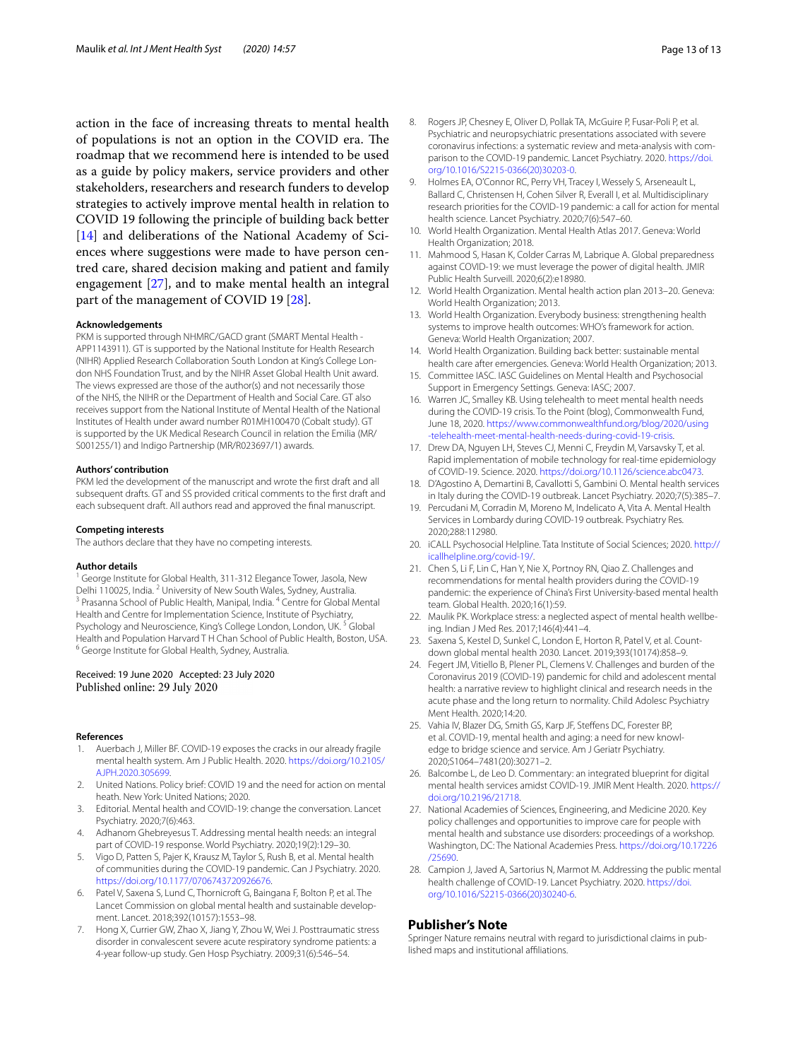action in the face of increasing threats to mental health of populations is not an option in the COVID era. The roadmap that we recommend here is intended to be used as a guide by policy makers, service providers and other stakeholders, researchers and research funders to develop strategies to actively improve mental health in relation to COVID 19 following the principle of building back better [14] and deliberations of the National Academy of Sciences where suggestions were made to have person centred care, shared decision making and patient and family engagement [27], and to make mental health an integral part of the management of COVID 19 [28].

#### Acknowledgements

PKM is supported through NHMRC/GACD grant (SMART Mental Health - APP1143911). GT is supported by the National Institute for Health Research (NIHR) Applied Research Collaboration South London at King's College London NHS Foundation Trust, and by the NIHR Asset Global Health Unit award. The views expressed are those of the author(s) and not necessarily those of the NHS, the NIHR or the Department of Health and Social Care. GT also receives support from the National Institute of Mental Health of the National Institutes of Health under award number R01MH100470 (Cobalt study). GT is supported by the UK Medical Research Council in relation the Emilia (MR/S001255/1) and Indigo Partnership (MR/R023697/1) awards.

#### Authors' contribution

PKM led the development of the manuscript and wrote the first draft and all subsequent drafts. GT and SS provided critical comments to the first draft and each subsequent draft. All authors read and approved the final manuscript.

#### Competing interests

The authors declare that they have no competing interests.

#### Author details

[1] George Institute for Global Health, 311-312 Elegance Tower, Jasola, New Delhi 110025, India. [2] University of New South Wales, Sydney, Australia. [3] Prasanna School of Public Health, Manipal, India. [4] Centre for Global Mental Health and Centre for Implementation Science, Institute of Psychiatry, Psychology and Neuroscience, King's College London, London, UK. [5] Global Health and Population Harvard T H Chan School of Public Health, Boston, USA. [6] George Institute for Global Health, Sydney, Australia.

Received: 19 June 2020 Accepted: 23 July 2020
Published online: 29 July 2020

#### References

1. Auerbach J, Miller BF. COVID-19 exposes the cracks in our already fragile mental health system. Am J Public Health. 2020. https://doi.org/10.2105/AJPH.2020.305699.
2. United Nations. Policy brief: COVID 19 and the need for action on mental heath. New York: United Nations; 2020.
3. Editorial. Mental health and COVID-19: change the conversation. Lancet Psychiatry. 2020;7(6):463.
4. Adhanom Ghebreyesus T. Addressing mental health needs: an integral part of COVID-19 response. World Psychiatry. 2020;19(2):129–30.
5. Vigo D, Patten S, Pajer K, Krausz M, Taylor S, Rush B, et al. Mental health of communities during the COVID-19 pandemic. Can J Psychiatry. 2020. https://doi.org/10.1177/0706743720926676.
6. Patel V, Saxena S, Lund C, Thornicroft G, Baingana F, Bolton P, et al. The Lancet Commission on global mental health and sustainable development. Lancet. 2018;392(10157):1553–98.
7. Hong X, Currier GW, Zhao X, Jiang Y, Zhou W, Wei J. Posttraumatic stress disorder in convalescent severe acute respiratory syndrome patients: a 4-year follow-up study. Gen Hosp Psychiatry. 2009;31(6):546–54.
8. Rogers JP, Chesney E, Oliver D, Pollak TA, McGuire P, Fusar-Poli P, et al. Psychiatric and neuropsychiatric presentations associated with severe coronavirus infections: a systematic review and meta-analysis with comparison to the COVID-19 pandemic. Lancet Psychiatry. 2020. https://doi.org/10.1016/S2215-0366(20)30203-0.
9. Holmes EA, O'Connor RC, Perry VH, Tracey I, Wessely S, Arseneault L, Ballard C, Christensen H, Cohen Silver R, Everall I, et al. Multidisciplinary research priorities for the COVID-19 pandemic: a call for action for mental health science. Lancet Psychiatry. 2020;7(6):547–60.
10. World Health Organization. Mental Health Atlas 2017. Geneva: World Health Organization; 2018.
11. Mahmood S, Hasan K, Colder Carras M, Labrique A. Global preparedness against COVID-19: we must leverage the power of digital health. JMIR Public Health Surveill. 2020;6(2):e18980.
12. World Health Organization. Mental health action plan 2013–20. Geneva: World Health Organization; 2013.
13. World Health Organization. Everybody business: strengthening health systems to improve health outcomes: WHO's framework for action. Geneva: World Health Organization; 2007.
14. World Health Organization. Building back better: sustainable mental health care after emergencies. Geneva: World Health Organization; 2013.
15. Committee IASC. IASC Guidelines on Mental Health and Psychosocial Support in Emergency Settings. Geneva: IASC; 2007.
16. Warren JC, Smalley KB. Using telehealth to meet mental health needs during the COVID-19 crisis. To the Point (blog), Commonwealth Fund, June 18, 2020. https://www.commonwealthfund.org/blog/2020/using-telehealth-meet-mental-health-needs-during-covid-19-crisis.
17. Drew DA, Nguyen LH, Steves CJ, Menni C, Freydin M, Varsavsky T, et al. Rapid implementation of mobile technology for real-time epidemiology of COVID-19. Science. 2020. https://doi.org/10.1126/science.abc0473.
18. D'Agostino A, Demartini B, Cavallotti S, Gambini O. Mental health services in Italy during the COVID-19 outbreak. Lancet Psychiatry. 2020;7(5):385–7.
19. Percudani M, Corradin M, Moreno M, Indelicato A, Vita A. Mental Health Services in Lombardy during COVID-19 outbreak. Psychiatry Res. 2020;288:112980.
20. iCALL Psychosocial Helpline. Tata Institute of Social Sciences; 2020. http://icallhelpline.org/covid-19/.
21. Chen S, Li F, Lin C, Han Y, Nie X, Portnoy RN, Qiao Z. Challenges and recommendations for mental health providers during the COVID-19 pandemic: the experience of China's First University-based mental health team. Global Health. 2020;16(1):59.
22. Maulik PK. Workplace stress: a neglected aspect of mental health wellbeing. Indian J Med Res. 2017;146(4):441–4.
23. Saxena S, Kestel D, Sunkel C, London E, Horton R, Patel V, et al. Countdown global mental health 2030. Lancet. 2019;393(10174):858–9.
24. Fegert JM, Vitiello B, Plener PL, Clemens V. Challenges and burden of the Coronavirus 2019 (COVID-19) pandemic for child and adolescent mental health: a narrative review to highlight clinical and research needs in the acute phase and the long return to normality. Child Adolesc Psychiatry Ment Health. 2020;14:20.
25. Vahia IV, Blazer DG, Smith GS, Karp JF, Steffens DC, Forester BP, et al. COVID-19, mental health and aging: a need for new knowledge to bridge science and service. Am J Geriatr Psychiatry. 2020;S1064–7481(20):30271–2.
26. Balcombe L, de Leo D. Commentary: an integrated blueprint for digital mental health services amidst COVID-19. JMIR Ment Health. 2020. https://doi.org/10.2196/21718.
27. National Academies of Sciences, Engineering, and Medicine 2020. Key policy challenges and opportunities to improve care for people with mental health and substance use disorders: proceedings of a workshop. Washington, DC: The National Academies Press. https://doi.org/10.17226/25690.
28. Campion J, Javed A, Sartorius N, Marmot M. Addressing the public mental health challenge of COVID-19. Lancet Psychiatry. 2020. https://doi.org/10.1016/S2215-0366(20)30240-6.

## Publisher's Note

Springer Nature remains neutral with regard to jurisdictional claims in published maps and institutional affiliations.